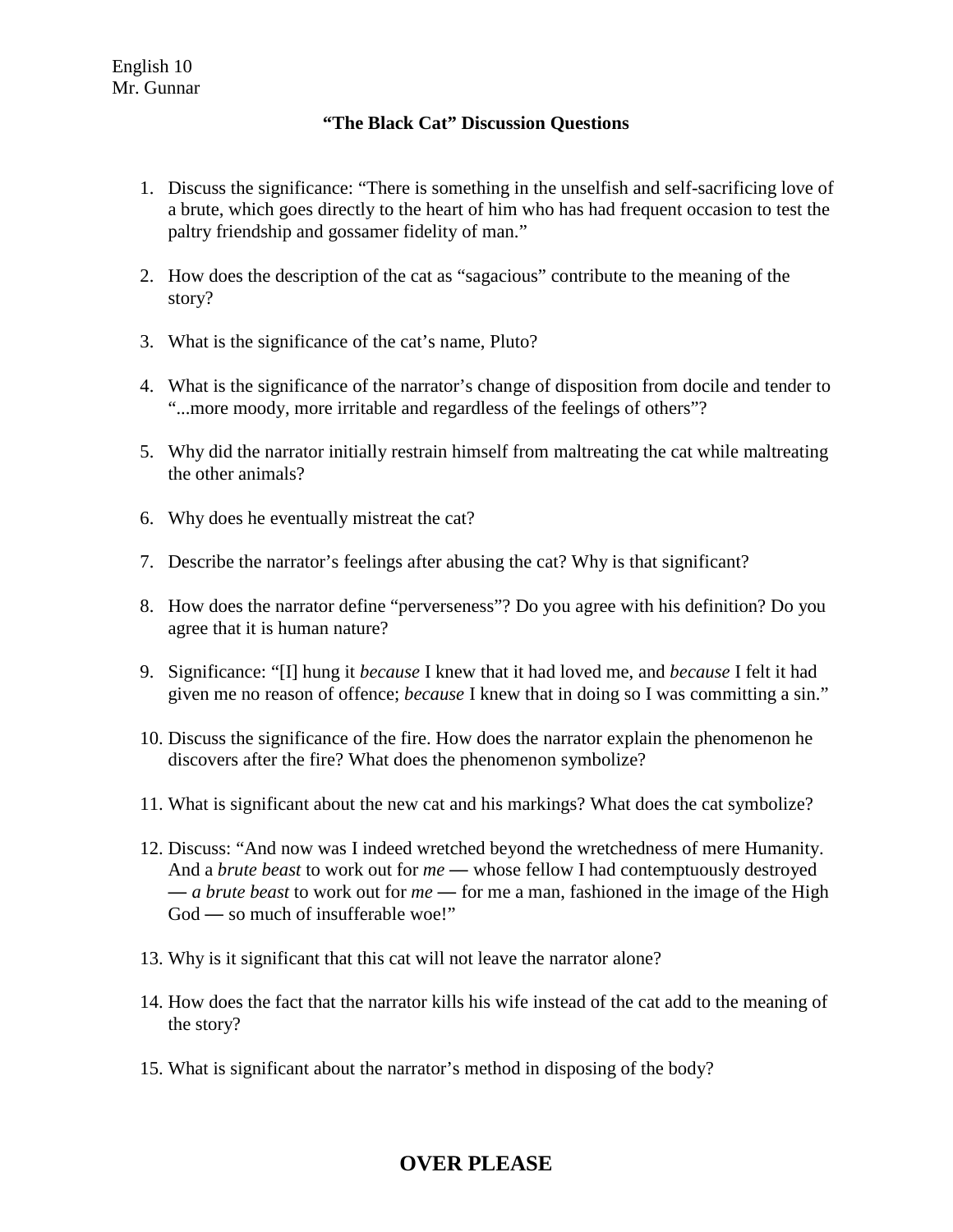English 10
Mr. Gunnar

**“The Black Cat” Discussion Questions**

1. Discuss the significance: “There is something in the unselfish and self-sacrificing love of a brute, which goes directly to the heart of him who has had frequent occasion to test the paltry friendship and gossamer fidelity of man.”

2. How does the description of the cat as “sagacious” contribute to the meaning of the story?

3. What is the significance of the cat’s name, Pluto?

4. What is the significance of the narrator’s change of disposition from docile and tender to “...more moody, more irritable and regardless of the feelings of others”?

5. Why did the narrator initially restrain himself from maltreating the cat while maltreating the other animals?

6. Why does he eventually mistreat the cat?

7. Describe the narrator’s feelings after abusing the cat? Why is that significant?

8. How does the narrator define “perverseness”? Do you agree with his definition? Do you agree that it is human nature?

9. Significance: “[I] hung it *because* I knew that it had loved me, and *because* I felt it had given me no reason of offence; *because* I knew that in doing so I was committing a sin.”

10. Discuss the significance of the fire. How does the narrator explain the phenomenon he discovers after the fire? What does the phenomenon symbolize?

11. What is significant about the new cat and his markings? What does the cat symbolize?

12. Discuss: “And now was I indeed wretched beyond the wretchedness of mere Humanity. And a *brute beast* to work out for *me* — whose fellow I had contemptuously destroyed — *a brute beast* to work out for *me* — for me a man, fashioned in the image of the High God — so much of insufferable woe!”

13. Why is it significant that this cat will not leave the narrator alone?

14. How does the fact that the narrator kills his wife instead of the cat add to the meaning of the story?

15. What is significant about the narrator’s method in disposing of the body?

**OVER PLEASE**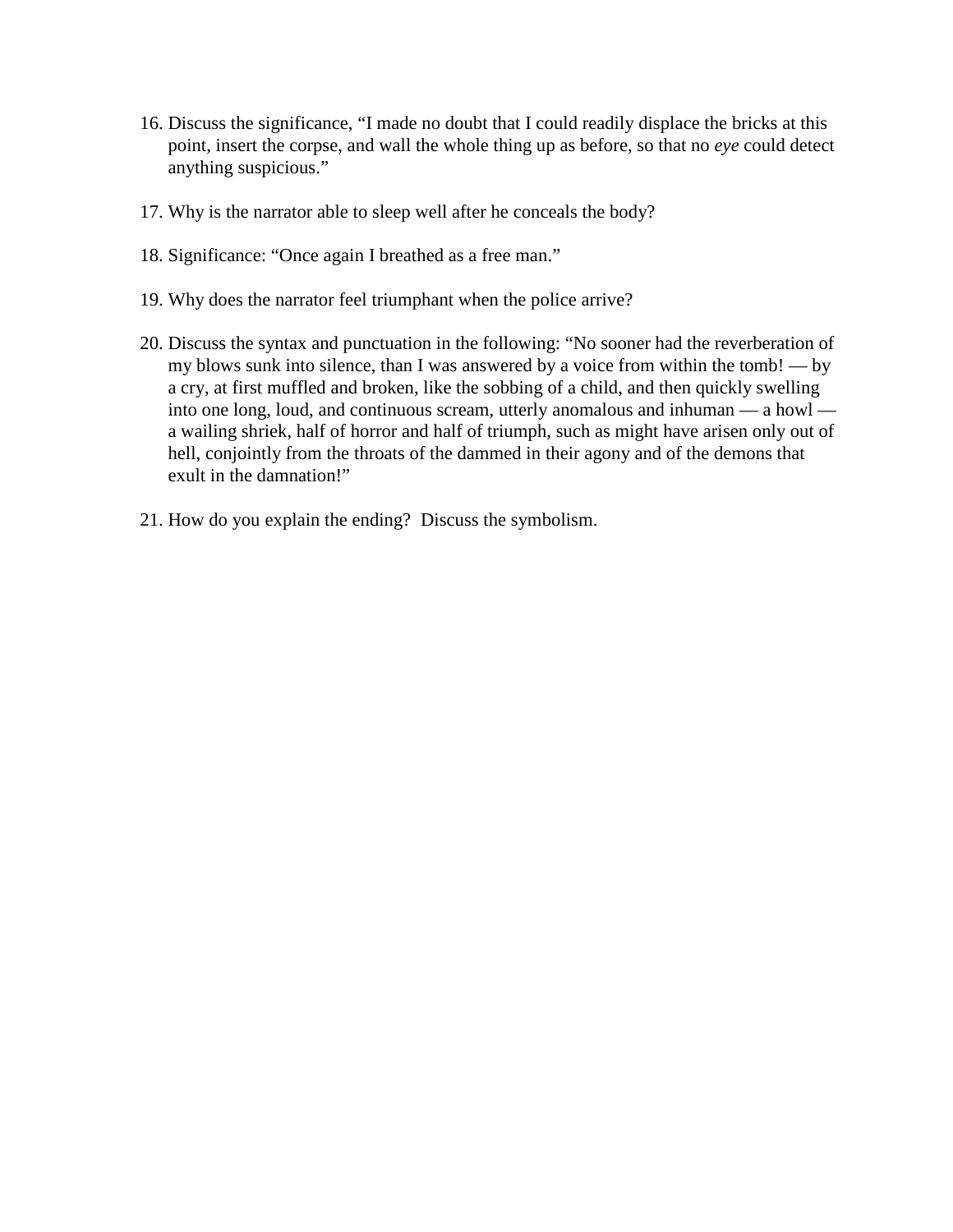16. Discuss the significance, "I made no doubt that I could readily displace the bricks at this point, insert the corpse, and wall the whole thing up as before, so that no *eye* could detect anything suspicious."

17. Why is the narrator able to sleep well after he conceals the body?

18. Significance: "Once again I breathed as a free man."

19. Why does the narrator feel triumphant when the police arrive?

20. Discuss the syntax and punctuation in the following: "No sooner had the reverberation of my blows sunk into silence, than I was answered by a voice from within the tomb! — by a cry, at first muffled and broken, like the sobbing of a child, and then quickly swelling into one long, loud, and continuous scream, utterly anomalous and inhuman — a howl — a wailing shriek, half of horror and half of triumph, such as might have arisen only out of hell, conjointly from the throats of the dammed in their agony and of the demons that exult in the damnation!"

21. How do you explain the ending? Discuss the symbolism.